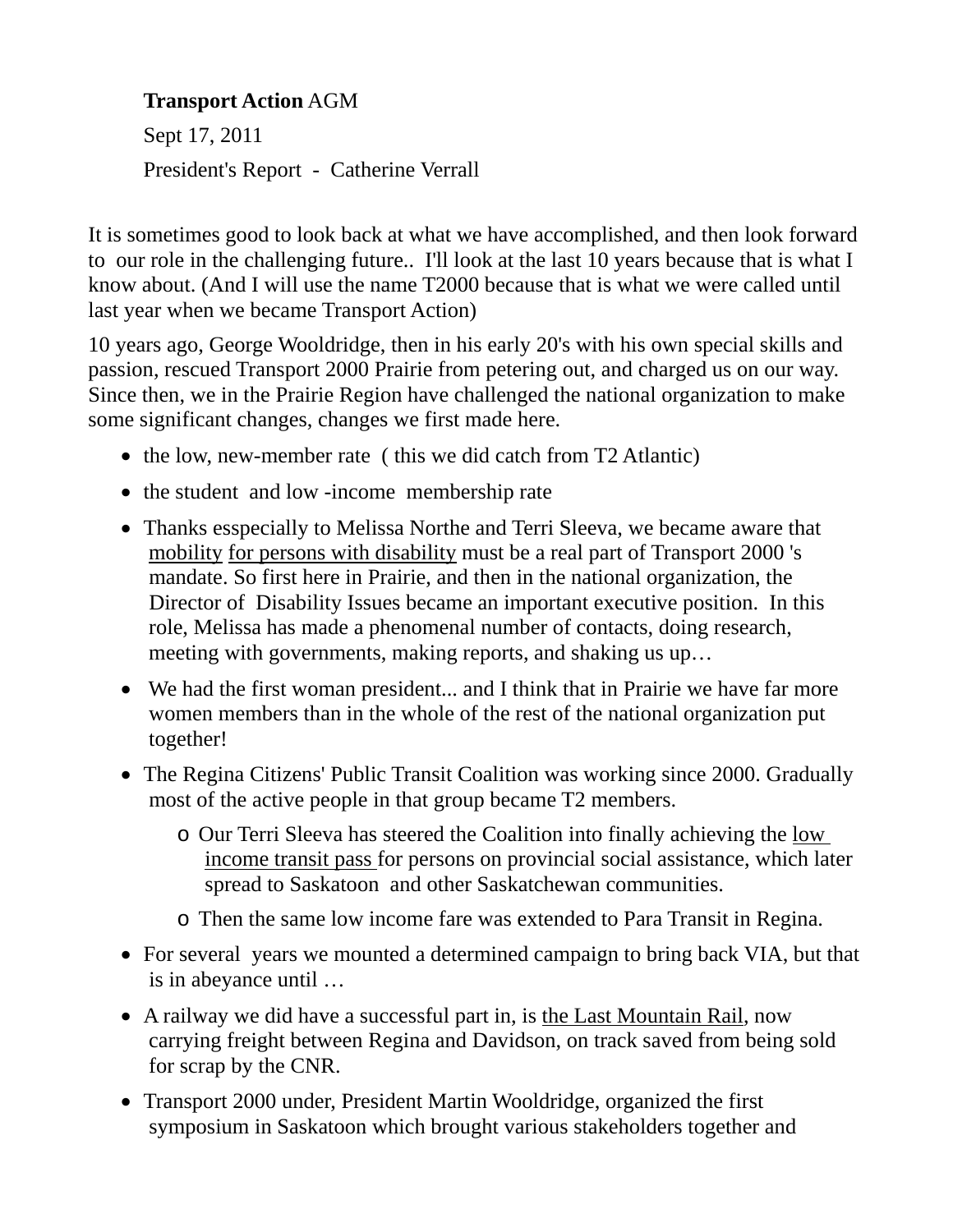**Transport Action** AGM

Sept 17, 2011

President's Report - Catherine Verrall

It is sometimes good to look back at what we have accomplished, and then look forward to our role in the challenging future.. I'll look at the last 10 years because that is what I know about. (And I will use the name T2000 because that is what we were called until last year when we became Transport Action)

10 years ago, George Wooldridge, then in his early 20's with his own special skills and passion, rescued Transport 2000 Prairie from petering out, and charged us on our way. Since then, we in the Prairie Region have challenged the national organization to make some significant changes, changes we first made here.

- the low, new-member rate ( this we did catch from T2 Atlantic)
- the student and low -income membership rate
- Thanks esspecially to Melissa Northe and Terri Sleeva, we became aware that mobility for persons with disability must be a real part of Transport 2000 's mandate. So first here in Prairie, and then in the national organization, the Director of Disability Issues became an important executive position. In this role, Melissa has made a phenomenal number of contacts, doing research, meeting with governments, making reports, and shaking us up…
- We had the first woman president... and I think that in Prairie we have far more women members than in the whole of the rest of the national organization put together!
- The Regina Citizens' Public Transit Coalition was working since 2000. Gradually most of the active people in that group became T2 members.
  - Our Terri Sleeva has steered the Coalition into finally achieving the low income transit pass for persons on provincial social assistance, which later spread to Saskatoon and other Saskatchewan communities.
  - Then the same low income fare was extended to Para Transit in Regina.
- For several years we mounted a determined campaign to bring back VIA, but that is in abeyance until …
- A railway we did have a successful part in, is the Last Mountain Rail, now carrying freight between Regina and Davidson, on track saved from being sold for scrap by the CNR.
- Transport 2000 under, President Martin Wooldridge, organized the first symposium in Saskatoon which brought various stakeholders together and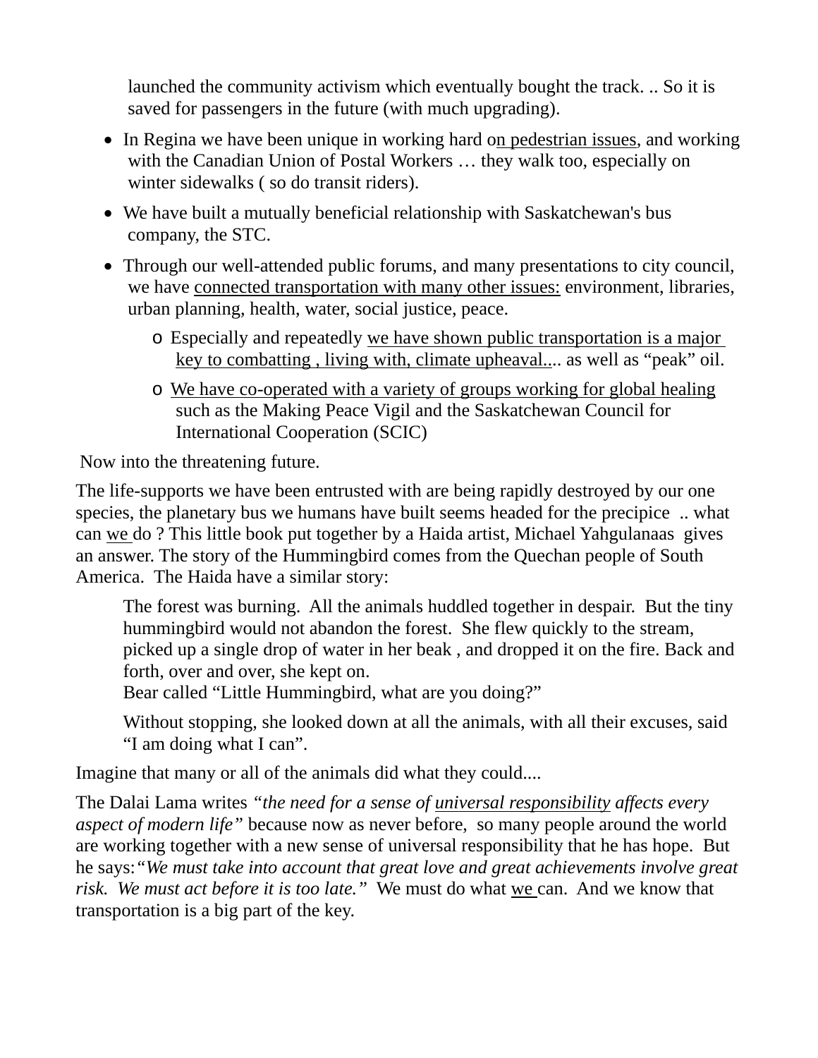launched the community activism which eventually bought the track. .. So it is saved for passengers in the future (with much upgrading).

- In Regina we have been unique in working hard o<u>n pedestrian issues</u>, and working with the Canadian Union of Postal Workers … they walk too, especially on winter sidewalks ( so do transit riders).
- We have built a mutually beneficial relationship with Saskatchewan's bus company, the STC.
- Through our well-attended public forums, and many presentations to city council, we have <u>connected transportation with many other issues:</u> environment, libraries, urban planning, health, water, social justice, peace.
    - Especially and repeatedly <u>we have shown public transportation is a major key to combatting , living with, climate upheaval..</u>.. as well as "peak" oil.
    - <u>We have co-operated with a variety of groups working for global healing</u> such as the Making Peace Vigil and the Saskatchewan Council for International Cooperation (SCIC)

Now into the threatening future.

The life-supports we have been entrusted with are being rapidly destroyed by our one species, the planetary bus we humans have built seems headed for the precipice .. what can <u>we</u> do ? This little book put together by a Haida artist, Michael Yahgulanaas gives an answer. The story of the Hummingbird comes from the Quechan people of South America. The Haida have a similar story:

> The forest was burning. All the animals huddled together in despair. But the tiny hummingbird would not abandon the forest. She flew quickly to the stream, picked up a single drop of water in her beak , and dropped it on the fire. Back and forth, over and over, she kept on.
> Bear called "Little Hummingbird, what are you doing?"
>
> Without stopping, she looked down at all the animals, with all their excuses, said "I am doing what I can".

Imagine that many or all of the animals did what they could....

The Dalai Lama writes *"the need for a sense of <u>universal responsibility</u> affects every aspect of modern life"* because now as never before, so many people around the world are working together with a new sense of universal responsibility that he has hope. But he says:*"We must take into account that great love and great achievements involve great risk. We must act before it is too late."* We must do what <u>we</u> can. And we know that transportation is a big part of the key.